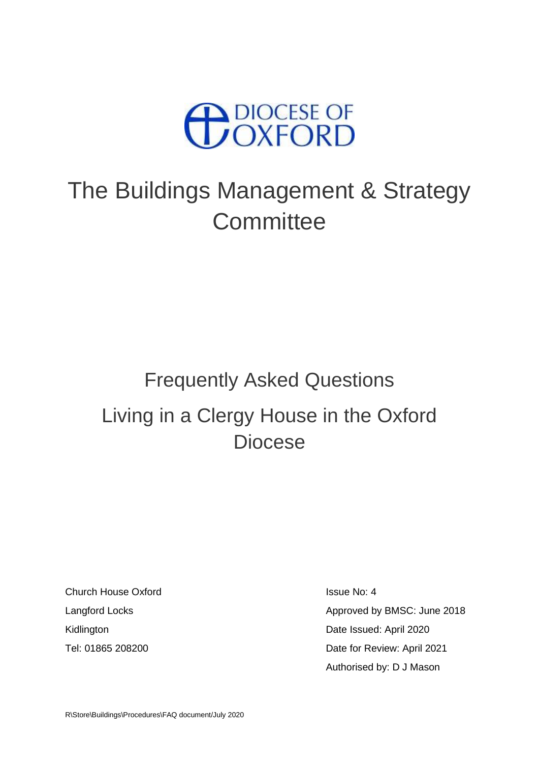DIOCESE OF OXFORD

# The Buildings Management & Strategy Committee

## Frequently Asked Questions

## Living in a Clergy House in the Oxford Diocese

Church House Oxford
Langford Locks
Kidlington
Tel: 01865 208200

Issue No: 4
Approved by BMSC: June 2018
Date Issued: April 2020
Date for Review: April 2021
Authorised by: D J Mason

R\Store\Buildings\Procedures\FAQ document/July 2020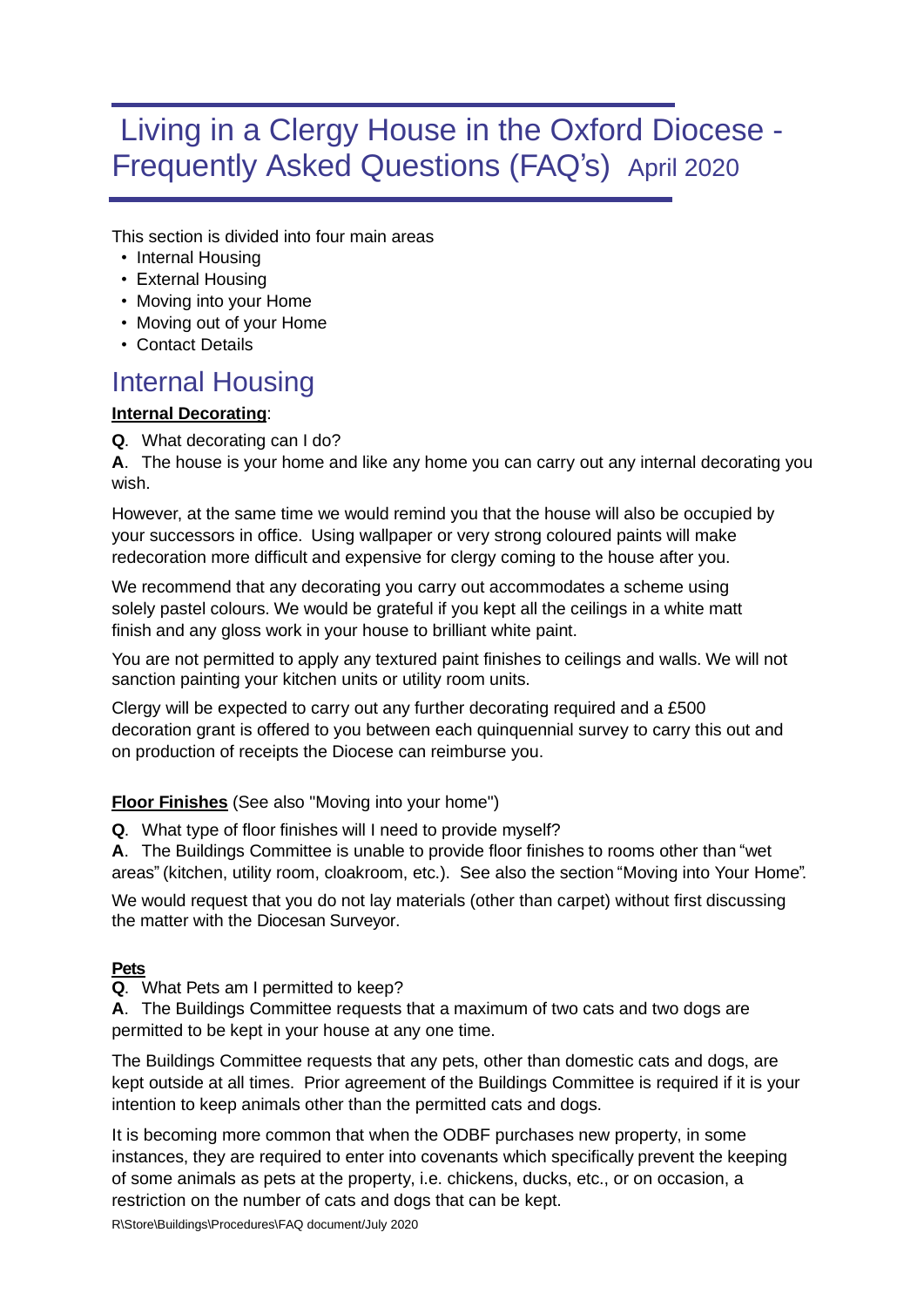# Living in a Clergy House in the Oxford Diocese - Frequently Asked Questions (FAQ's) April 2020

This section is divided into four main areas

- Internal Housing
- External Housing
- Moving into your Home
- Moving out of your Home
- Contact Details

## Internal Housing

**Internal Decorating**:

**Q**. What decorating can I do?

**A**. The house is your home and like any home you can carry out any internal decorating you wish.

However, at the same time we would remind you that the house will also be occupied by your successors in office. Using wallpaper or very strong coloured paints will make redecoration more difficult and expensive for clergy coming to the house after you.

We recommend that any decorating you carry out accommodates a scheme using solely pastel colours. We would be grateful if you kept all the ceilings in a white matt finish and any gloss work in your house to brilliant white paint.

You are not permitted to apply any textured paint finishes to ceilings and walls. We will not sanction painting your kitchen units or utility room units.

Clergy will be expected to carry out any further decorating required and a £500 decoration grant is offered to you between each quinquennial survey to carry this out and on production of receipts the Diocese can reimburse you.

**Floor Finishes** (See also "Moving into your home")

**Q**. What type of floor finishes will I need to provide myself?

**A**. The Buildings Committee is unable to provide floor finishes to rooms other than "wet areas" (kitchen, utility room, cloakroom, etc.). See also the section "Moving into Your Home".

We would request that you do not lay materials (other than carpet) without first discussing the matter with the Diocesan Surveyor.

**Pets**

**Q**. What Pets am I permitted to keep?

**A**. The Buildings Committee requests that a maximum of two cats and two dogs are permitted to be kept in your house at any one time.

The Buildings Committee requests that any pets, other than domestic cats and dogs, are kept outside at all times. Prior agreement of the Buildings Committee is required if it is your intention to keep animals other than the permitted cats and dogs.

It is becoming more common that when the ODBF purchases new property, in some instances, they are required to enter into covenants which specifically prevent the keeping of some animals as pets at the property, i.e. chickens, ducks, etc., or on occasion, a restriction on the number of cats and dogs that can be kept.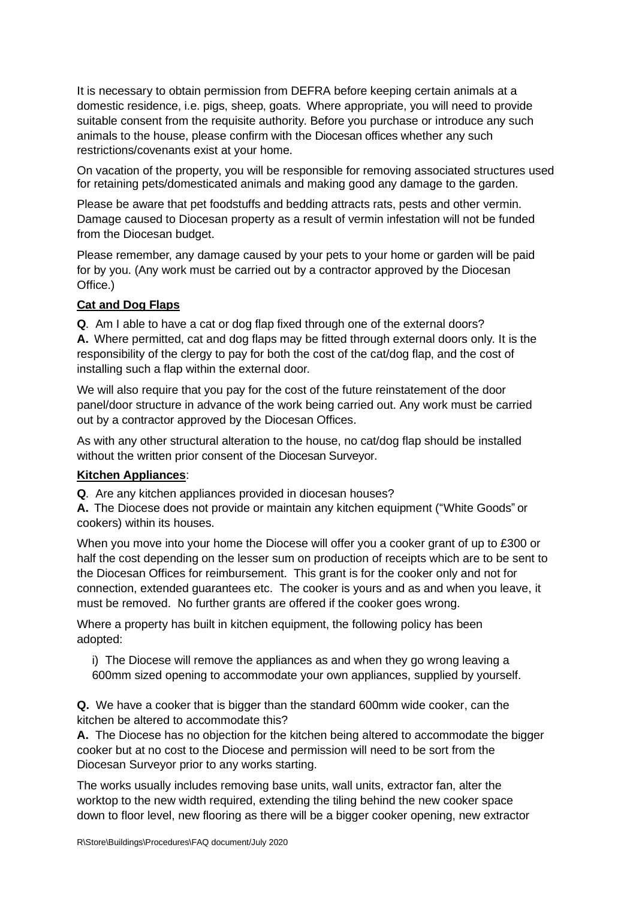It is necessary to obtain permission from DEFRA before keeping certain animals at a domestic residence, i.e. pigs, sheep, goats. Where appropriate, you will need to provide suitable consent from the requisite authority. Before you purchase or introduce any such animals to the house, please confirm with the Diocesan offices whether any such restrictions/covenants exist at your home.

On vacation of the property, you will be responsible for removing associated structures used for retaining pets/domesticated animals and making good any damage to the garden.

Please be aware that pet foodstuffs and bedding attracts rats, pests and other vermin. Damage caused to Diocesan property as a result of vermin infestation will not be funded from the Diocesan budget.

Please remember, any damage caused by your pets to your home or garden will be paid for by you. (Any work must be carried out by a contractor approved by the Diocesan Office.)

**Cat and Dog Flaps**

**Q**. Am I able to have a cat or dog flap fixed through one of the external doors?
**A.** Where permitted, cat and dog flaps may be fitted through external doors only. It is the responsibility of the clergy to pay for both the cost of the cat/dog flap, and the cost of installing such a flap within the external door.

We will also require that you pay for the cost of the future reinstatement of the door panel/door structure in advance of the work being carried out. Any work must be carried out by a contractor approved by the Diocesan Offices.

As with any other structural alteration to the house, no cat/dog flap should be installed without the written prior consent of the Diocesan Surveyor.

**Kitchen Appliances**:

**Q**. Are any kitchen appliances provided in diocesan houses?
**A.** The Diocese does not provide or maintain any kitchen equipment ("White Goods" or cookers) within its houses.

When you move into your home the Diocese will offer you a cooker grant of up to £300 or half the cost depending on the lesser sum on production of receipts which are to be sent to the Diocesan Offices for reimbursement. This grant is for the cooker only and not for connection, extended guarantees etc. The cooker is yours and as and when you leave, it must be removed. No further grants are offered if the cooker goes wrong.

Where a property has built in kitchen equipment, the following policy has been adopted:

i) The Diocese will remove the appliances as and when they go wrong leaving a 600mm sized opening to accommodate your own appliances, supplied by yourself.

**Q.** We have a cooker that is bigger than the standard 600mm wide cooker, can the kitchen be altered to accommodate this?
**A.** The Diocese has no objection for the kitchen being altered to accommodate the bigger cooker but at no cost to the Diocese and permission will need to be sort from the Diocesan Surveyor prior to any works starting.

The works usually includes removing base units, wall units, extractor fan, alter the worktop to the new width required, extending the tiling behind the new cooker space down to floor level, new flooring as there will be a bigger cooker opening, new extractor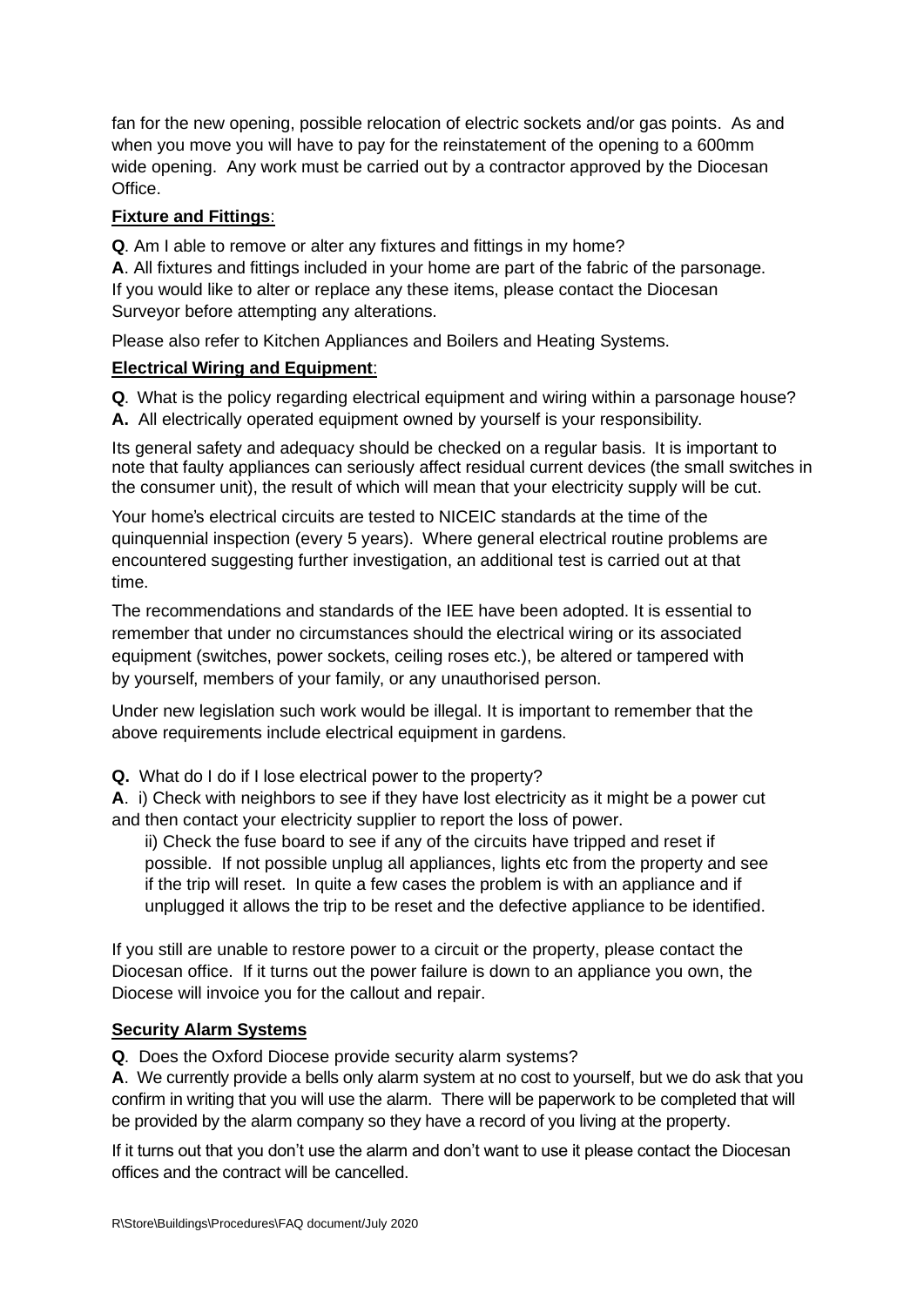fan for the new opening, possible relocation of electric sockets and/or gas points. As and when you move you will have to pay for the reinstatement of the opening to a 600mm wide opening. Any work must be carried out by a contractor approved by the Diocesan Office.

**Fixture and Fittings**:

**Q**. Am I able to remove or alter any fixtures and fittings in my home?
**A**. All fixtures and fittings included in your home are part of the fabric of the parsonage. If you would like to alter or replace any these items, please contact the Diocesan Surveyor before attempting any alterations.

Please also refer to Kitchen Appliances and Boilers and Heating Systems.

**Electrical Wiring and Equipment**:

**Q**. What is the policy regarding electrical equipment and wiring within a parsonage house?
**A.** All electrically operated equipment owned by yourself is your responsibility.

Its general safety and adequacy should be checked on a regular basis. It is important to note that faulty appliances can seriously affect residual current devices (the small switches in the consumer unit), the result of which will mean that your electricity supply will be cut.

Your home's electrical circuits are tested to NICEIC standards at the time of the quinquennial inspection (every 5 years). Where general electrical routine problems are encountered suggesting further investigation, an additional test is carried out at that time.

The recommendations and standards of the IEE have been adopted. It is essential to remember that under no circumstances should the electrical wiring or its associated equipment (switches, power sockets, ceiling roses etc.), be altered or tampered with by yourself, members of your family, or any unauthorised person.

Under new legislation such work would be illegal. It is important to remember that the above requirements include electrical equipment in gardens.

**Q.** What do I do if I lose electrical power to the property?
**A**. i) Check with neighbors to see if they have lost electricity as it might be a power cut and then contact your electricity supplier to report the loss of power.

ii) Check the fuse board to see if any of the circuits have tripped and reset if possible. If not possible unplug all appliances, lights etc from the property and see if the trip will reset. In quite a few cases the problem is with an appliance and if unplugged it allows the trip to be reset and the defective appliance to be identified.

If you still are unable to restore power to a circuit or the property, please contact the Diocesan office. If it turns out the power failure is down to an appliance you own, the Diocese will invoice you for the callout and repair.

**Security Alarm Systems**

**Q**. Does the Oxford Diocese provide security alarm systems?
**A**. We currently provide a bells only alarm system at no cost to yourself, but we do ask that you confirm in writing that you will use the alarm. There will be paperwork to be completed that will be provided by the alarm company so they have a record of you living at the property.

If it turns out that you don't use the alarm and don't want to use it please contact the Diocesan offices and the contract will be cancelled.

R\Store\Buildings\Procedures\FAQ document/July 2020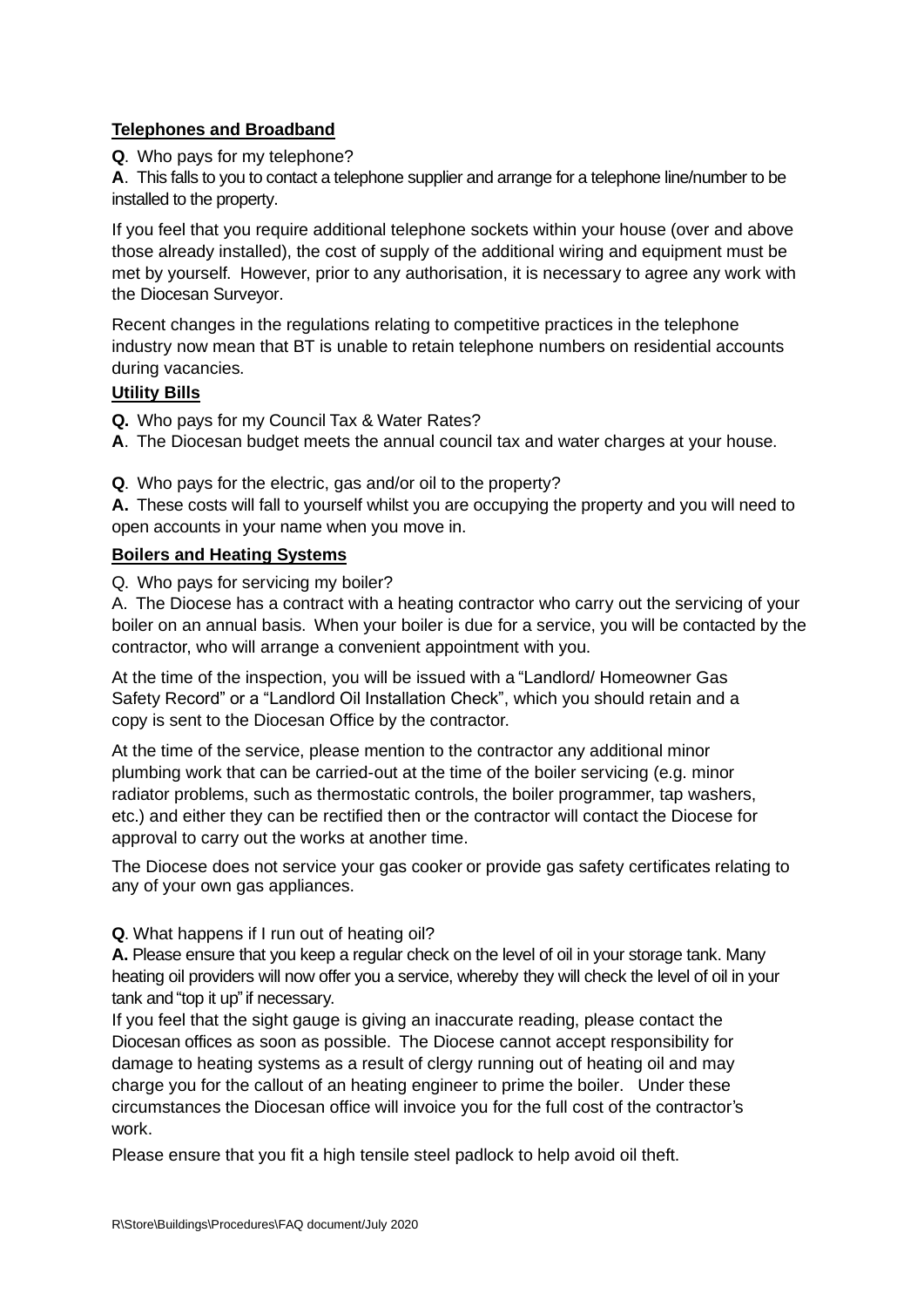**Telephones and Broadband**

**Q**. Who pays for my telephone?

**A**. This falls to you to contact a telephone supplier and arrange for a telephone line/number to be installed to the property.

If you feel that you require additional telephone sockets within your house (over and above those already installed), the cost of supply of the additional wiring and equipment must be met by yourself. However, prior to any authorisation, it is necessary to agree any work with the Diocesan Surveyor.

Recent changes in the regulations relating to competitive practices in the telephone industry now mean that BT is unable to retain telephone numbers on residential accounts during vacancies.

**Utility Bills**

**Q.** Who pays for my Council Tax & Water Rates?

**A**. The Diocesan budget meets the annual council tax and water charges at your house.

**Q**. Who pays for the electric, gas and/or oil to the property?

**A.** These costs will fall to yourself whilst you are occupying the property and you will need to open accounts in your name when you move in.

**Boilers and Heating Systems**

Q. Who pays for servicing my boiler?

A. The Diocese has a contract with a heating contractor who carry out the servicing of your boiler on an annual basis. When your boiler is due for a service, you will be contacted by the contractor, who will arrange a convenient appointment with you.

At the time of the inspection, you will be issued with a "Landlord/ Homeowner Gas Safety Record" or a "Landlord Oil Installation Check", which you should retain and a copy is sent to the Diocesan Office by the contractor.

At the time of the service, please mention to the contractor any additional minor plumbing work that can be carried-out at the time of the boiler servicing (e.g. minor radiator problems, such as thermostatic controls, the boiler programmer, tap washers, etc.) and either they can be rectified then or the contractor will contact the Diocese for approval to carry out the works at another time.

The Diocese does not service your gas cooker or provide gas safety certificates relating to any of your own gas appliances.

**Q**. What happens if I run out of heating oil?

**A.** Please ensure that you keep a regular check on the level of oil in your storage tank. Many heating oil providers will now offer you a service, whereby they will check the level of oil in your tank and "top it up" if necessary.

If you feel that the sight gauge is giving an inaccurate reading, please contact the Diocesan offices as soon as possible. The Diocese cannot accept responsibility for damage to heating systems as a result of clergy running out of heating oil and may charge you for the callout of an heating engineer to prime the boiler. Under these circumstances the Diocesan office will invoice you for the full cost of the contractor's work.

Please ensure that you fit a high tensile steel padlock to help avoid oil theft.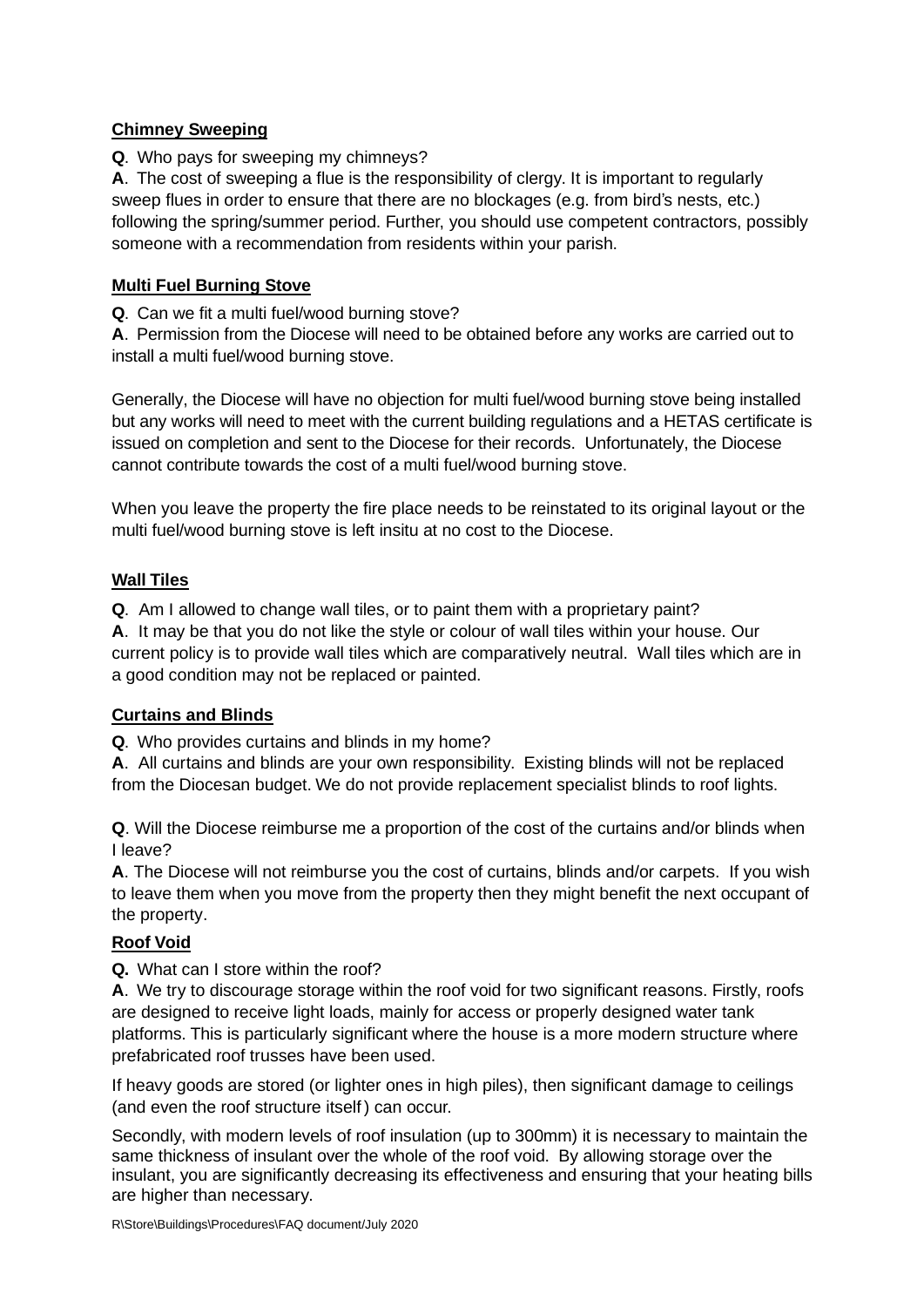**Chimney Sweeping**

**Q**. Who pays for sweeping my chimneys?
**A**. The cost of sweeping a flue is the responsibility of clergy. It is important to regularly sweep flues in order to ensure that there are no blockages (e.g. from bird's nests, etc.) following the spring/summer period. Further, you should use competent contractors, possibly someone with a recommendation from residents within your parish.

**Multi Fuel Burning Stove**

**Q**. Can we fit a multi fuel/wood burning stove?
**A**. Permission from the Diocese will need to be obtained before any works are carried out to install a multi fuel/wood burning stove.

Generally, the Diocese will have no objection for multi fuel/wood burning stove being installed but any works will need to meet with the current building regulations and a HETAS certificate is issued on completion and sent to the Diocese for their records. Unfortunately, the Diocese cannot contribute towards the cost of a multi fuel/wood burning stove.

When you leave the property the fire place needs to be reinstated to its original layout or the multi fuel/wood burning stove is left insitu at no cost to the Diocese.

**Wall Tiles**

**Q**. Am I allowed to change wall tiles, or to paint them with a proprietary paint?
**A**. It may be that you do not like the style or colour of wall tiles within your house. Our current policy is to provide wall tiles which are comparatively neutral. Wall tiles which are in a good condition may not be replaced or painted.

**Curtains and Blinds**

**Q**. Who provides curtains and blinds in my home?
**A**. All curtains and blinds are your own responsibility. Existing blinds will not be replaced from the Diocesan budget. We do not provide replacement specialist blinds to roof lights.

**Q**. Will the Diocese reimburse me a proportion of the cost of the curtains and/or blinds when I leave?
**A**. The Diocese will not reimburse you the cost of curtains, blinds and/or carpets. If you wish to leave them when you move from the property then they might benefit the next occupant of the property.

**Roof Void**

**Q.** What can I store within the roof?
**A**. We try to discourage storage within the roof void for two significant reasons. Firstly, roofs are designed to receive light loads, mainly for access or properly designed water tank platforms. This is particularly significant where the house is a more modern structure where prefabricated roof trusses have been used.

If heavy goods are stored (or lighter ones in high piles), then significant damage to ceilings (and even the roof structure itself) can occur.

Secondly, with modern levels of roof insulation (up to 300mm) it is necessary to maintain the same thickness of insulant over the whole of the roof void. By allowing storage over the insulant, you are significantly decreasing its effectiveness and ensuring that your heating bills are higher than necessary.

R\Store\Buildings\Procedures\FAQ document/July 2020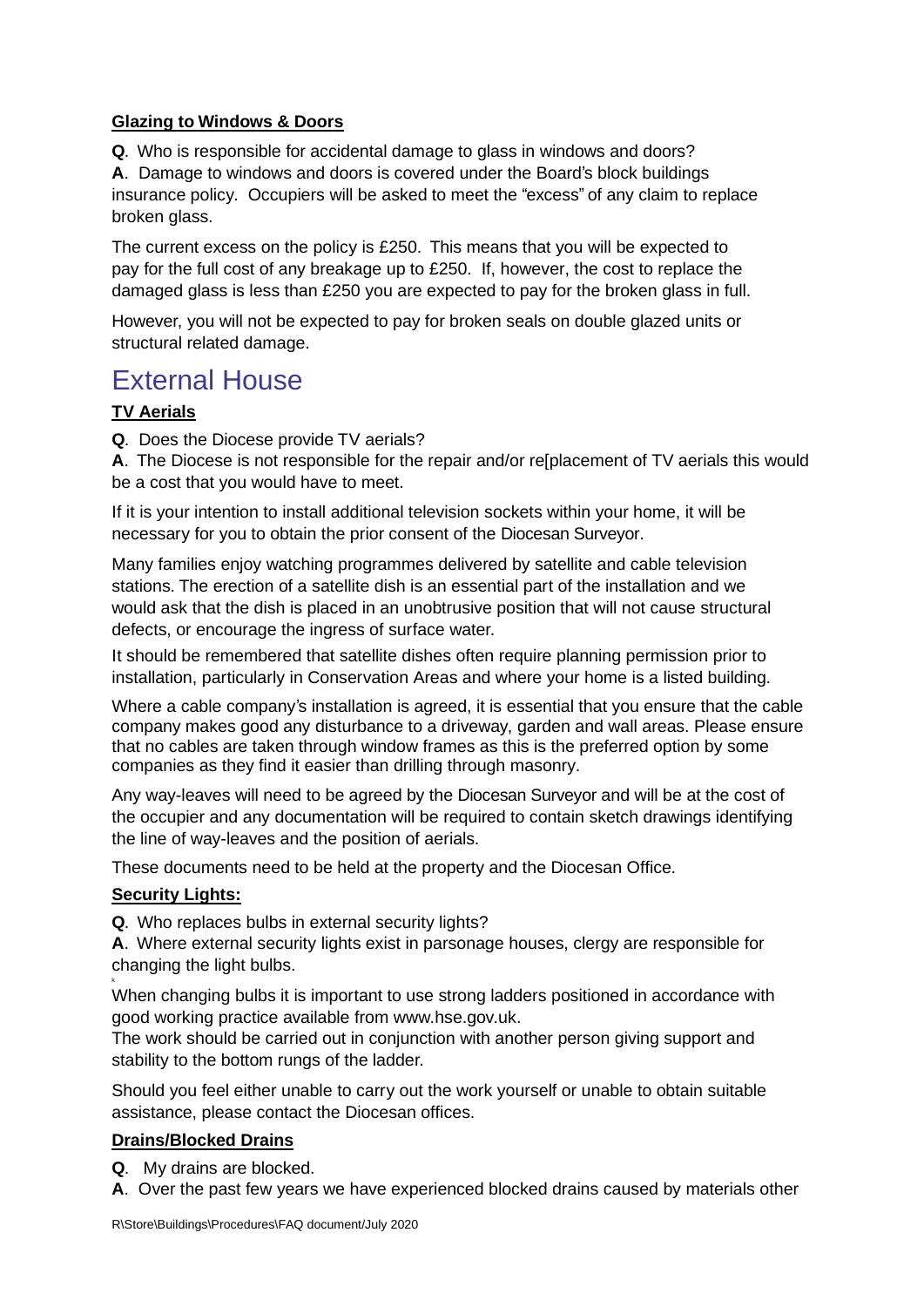**Glazing to Windows & Doors**

**Q**. Who is responsible for accidental damage to glass in windows and doors?
**A**. Damage to windows and doors is covered under the Board's block buildings insurance policy. Occupiers will be asked to meet the "excess" of any claim to replace broken glass.

The current excess on the policy is £250. This means that you will be expected to pay for the full cost of any breakage up to £250. If, however, the cost to replace the damaged glass is less than £250 you are expected to pay for the broken glass in full.

However, you will not be expected to pay for broken seals on double glazed units or structural related damage.

# External House

**TV Aerials**

**Q**. Does the Diocese provide TV aerials?
**A**. The Diocese is not responsible for the repair and/or re[placement of TV aerials this would be a cost that you would have to meet.

If it is your intention to install additional television sockets within your home, it will be necessary for you to obtain the prior consent of the Diocesan Surveyor.

Many families enjoy watching programmes delivered by satellite and cable television stations. The erection of a satellite dish is an essential part of the installation and we would ask that the dish is placed in an unobtrusive position that will not cause structural defects, or encourage the ingress of surface water.

It should be remembered that satellite dishes often require planning permission prior to installation, particularly in Conservation Areas and where your home is a listed building.

Where a cable company's installation is agreed, it is essential that you ensure that the cable company makes good any disturbance to a driveway, garden and wall areas. Please ensure that no cables are taken through window frames as this is the preferred option by some companies as they find it easier than drilling through masonry.

Any way-leaves will need to be agreed by the Diocesan Surveyor and will be at the cost of the occupier and any documentation will be required to contain sketch drawings identifying the line of way-leaves and the position of aerials.

These documents need to be held at the property and the Diocesan Office.

**Security Lights:**

**Q**. Who replaces bulbs in external security lights?
**A**. Where external security lights exist in parsonage houses, clergy are responsible for changing the light bulbs.

When changing bulbs it is important to use strong ladders positioned in accordance with good working practice available from www.hse.gov.uk.
The work should be carried out in conjunction with another person giving support and stability to the bottom rungs of the ladder.

Should you feel either unable to carry out the work yourself or unable to obtain suitable assistance, please contact the Diocesan offices.

**Drains/Blocked Drains**

**Q**. My drains are blocked.
**A**. Over the past few years we have experienced blocked drains caused by materials other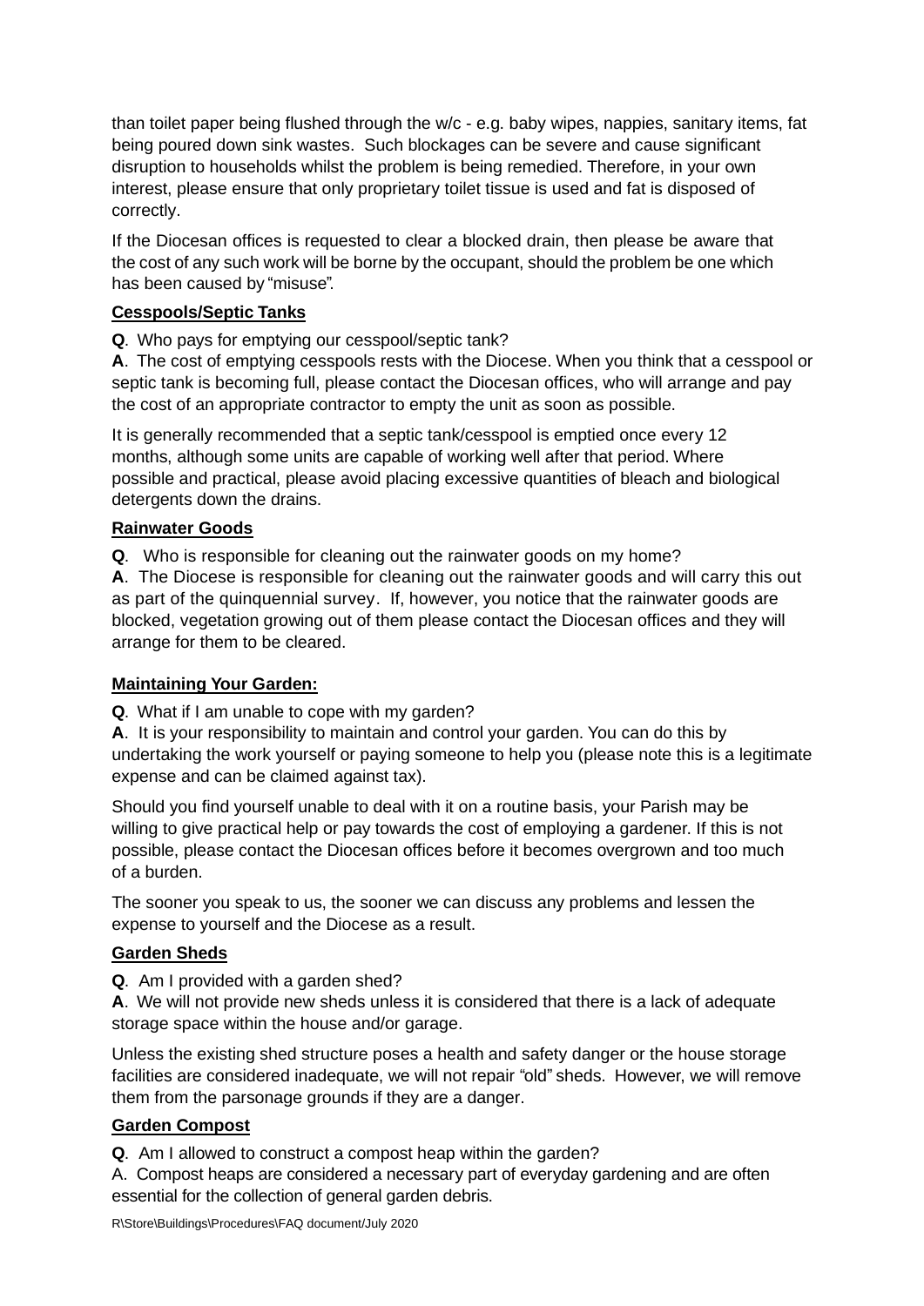than toilet paper being flushed through the w/c - e.g. baby wipes, nappies, sanitary items, fat being poured down sink wastes. Such blockages can be severe and cause significant disruption to households whilst the problem is being remedied. Therefore, in your own interest, please ensure that only proprietary toilet tissue is used and fat is disposed of correctly.

If the Diocesan offices is requested to clear a blocked drain, then please be aware that the cost of any such work will be borne by the occupant, should the problem be one which has been caused by "misuse".

**Cesspools/Septic Tanks**

**Q**. Who pays for emptying our cesspool/septic tank?
**A**. The cost of emptying cesspools rests with the Diocese. When you think that a cesspool or septic tank is becoming full, please contact the Diocesan offices, who will arrange and pay the cost of an appropriate contractor to empty the unit as soon as possible.

It is generally recommended that a septic tank/cesspool is emptied once every 12 months, although some units are capable of working well after that period. Where possible and practical, please avoid placing excessive quantities of bleach and biological detergents down the drains.

**Rainwater Goods**

**Q**. Who is responsible for cleaning out the rainwater goods on my home?
**A**. The Diocese is responsible for cleaning out the rainwater goods and will carry this out as part of the quinquennial survey. If, however, you notice that the rainwater goods are blocked, vegetation growing out of them please contact the Diocesan offices and they will arrange for them to be cleared.

**Maintaining Your Garden:**

**Q**. What if I am unable to cope with my garden?
**A**. It is your responsibility to maintain and control your garden. You can do this by undertaking the work yourself or paying someone to help you (please note this is a legitimate expense and can be claimed against tax).

Should you find yourself unable to deal with it on a routine basis, your Parish may be willing to give practical help or pay towards the cost of employing a gardener. If this is not possible, please contact the Diocesan offices before it becomes overgrown and too much of a burden.

The sooner you speak to us, the sooner we can discuss any problems and lessen the expense to yourself and the Diocese as a result.

**Garden Sheds**

**Q**. Am I provided with a garden shed?
**A**. We will not provide new sheds unless it is considered that there is a lack of adequate storage space within the house and/or garage.

Unless the existing shed structure poses a health and safety danger or the house storage facilities are considered inadequate, we will not repair "old" sheds. However, we will remove them from the parsonage grounds if they are a danger.

**Garden Compost**

**Q**. Am I allowed to construct a compost heap within the garden?
A. Compost heaps are considered a necessary part of everyday gardening and are often essential for the collection of general garden debris.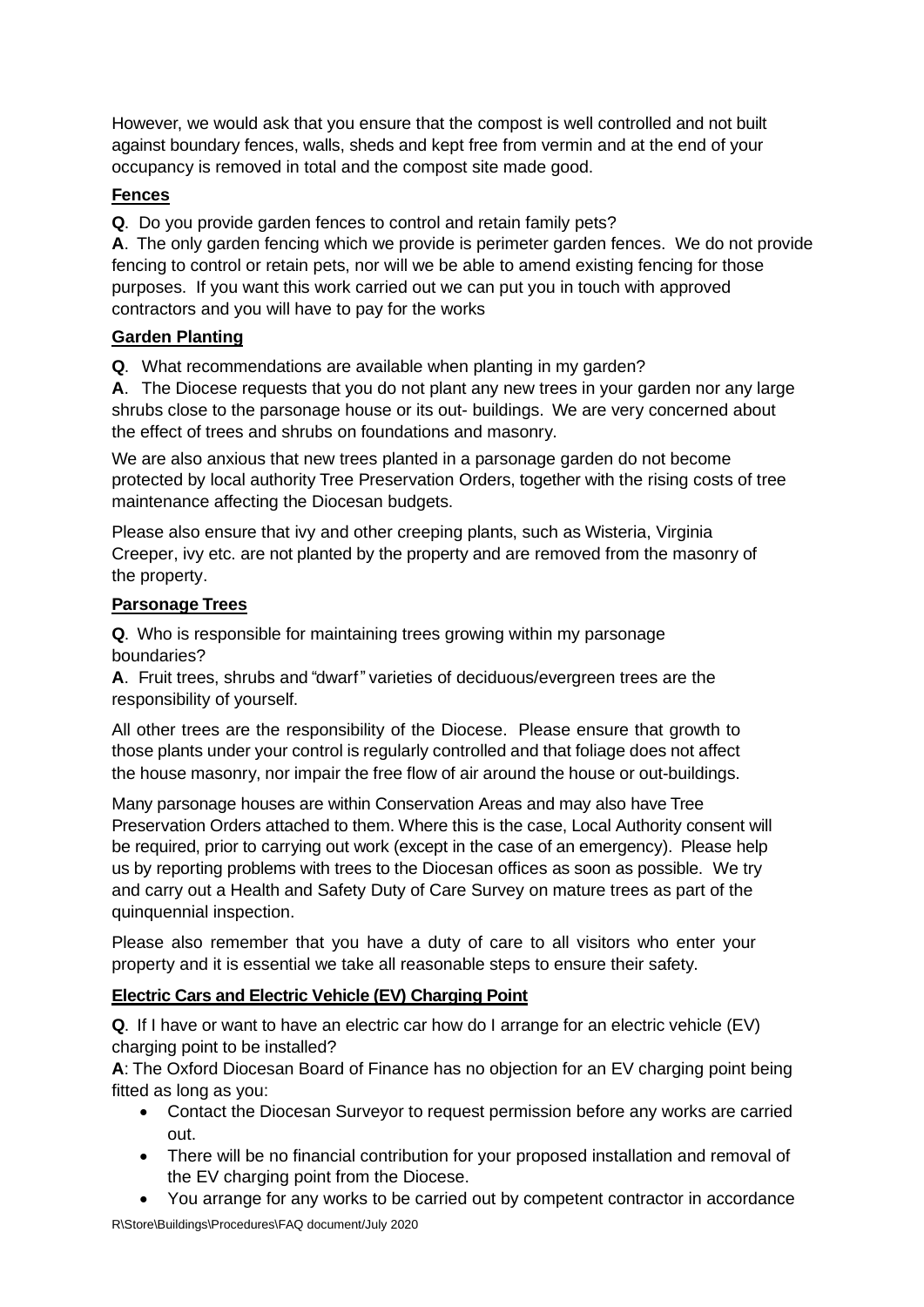However, we would ask that you ensure that the compost is well controlled and not built against boundary fences, walls, sheds and kept free from vermin and at the end of your occupancy is removed in total and the compost site made good.

**Fences**

**Q**. Do you provide garden fences to control and retain family pets?
**A**. The only garden fencing which we provide is perimeter garden fences. We do not provide fencing to control or retain pets, nor will we be able to amend existing fencing for those purposes. If you want this work carried out we can put you in touch with approved contractors and you will have to pay for the works

**Garden Planting**

**Q**. What recommendations are available when planting in my garden?
**A**. The Diocese requests that you do not plant any new trees in your garden nor any large shrubs close to the parsonage house or its out- buildings. We are very concerned about the effect of trees and shrubs on foundations and masonry.

We are also anxious that new trees planted in a parsonage garden do not become protected by local authority Tree Preservation Orders, together with the rising costs of tree maintenance affecting the Diocesan budgets.

Please also ensure that ivy and other creeping plants, such as Wisteria, Virginia Creeper, ivy etc. are not planted by the property and are removed from the masonry of the property.

**Parsonage Trees**

**Q**. Who is responsible for maintaining trees growing within my parsonage boundaries?
**A**. Fruit trees, shrubs and "dwarf" varieties of deciduous/evergreen trees are the responsibility of yourself.

All other trees are the responsibility of the Diocese. Please ensure that growth to those plants under your control is regularly controlled and that foliage does not affect the house masonry, nor impair the free flow of air around the house or out-buildings.

Many parsonage houses are within Conservation Areas and may also have Tree Preservation Orders attached to them. Where this is the case, Local Authority consent will be required, prior to carrying out work (except in the case of an emergency). Please help us by reporting problems with trees to the Diocesan offices as soon as possible. We try and carry out a Health and Safety Duty of Care Survey on mature trees as part of the quinquennial inspection.

Please also remember that you have a duty of care to all visitors who enter your property and it is essential we take all reasonable steps to ensure their safety.

**Electric Cars and Electric Vehicle (EV) Charging Point**

**Q**. If I have or want to have an electric car how do I arrange for an electric vehicle (EV) charging point to be installed?
**A**: The Oxford Diocesan Board of Finance has no objection for an EV charging point being fitted as long as you:

- Contact the Diocesan Surveyor to request permission before any works are carried out.
- There will be no financial contribution for your proposed installation and removal of the EV charging point from the Diocese.
- You arrange for any works to be carried out by competent contractor in accordance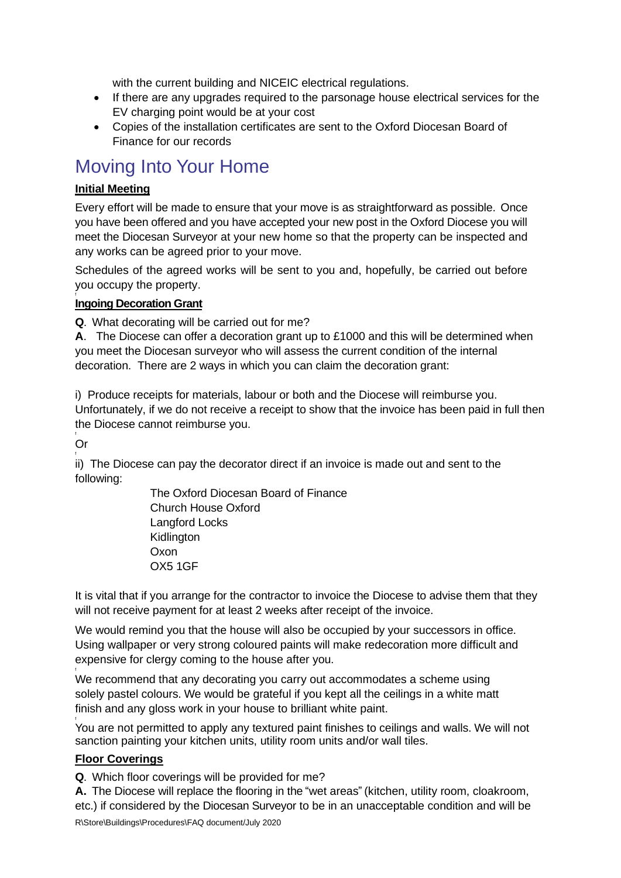with the current building and NICEIC electrical regulations.

- If there are any upgrades required to the parsonage house electrical services for the EV charging point would be at your cost
- Copies of the installation certificates are sent to the Oxford Diocesan Board of Finance for our records

# Moving Into Your Home

**Initial Meeting**

Every effort will be made to ensure that your move is as straightforward as possible. Once you have been offered and you have accepted your new post in the Oxford Diocese you will meet the Diocesan Surveyor at your new home so that the property can be inspected and any works can be agreed prior to your move.

Schedules of the agreed works will be sent to you and, hopefully, be carried out before you occupy the property.

**Ingoing Decoration Grant**

**Q**. What decorating will be carried out for me?
**A**. The Diocese can offer a decoration grant up to £1000 and this will be determined when you meet the Diocesan surveyor who will assess the current condition of the internal decoration. There are 2 ways in which you can claim the decoration grant:

i) Produce receipts for materials, labour or both and the Diocese will reimburse you. Unfortunately, if we do not receive a receipt to show that the invoice has been paid in full then the Diocese cannot reimburse you.

Or

ii) The Diocese can pay the decorator direct if an invoice is made out and sent to the following:

The Oxford Diocesan Board of Finance
Church House Oxford
Langford Locks
Kidlington
Oxon
OX5 1GF

It is vital that if you arrange for the contractor to invoice the Diocese to advise them that they will not receive payment for at least 2 weeks after receipt of the invoice.

We would remind you that the house will also be occupied by your successors in office. Using wallpaper or very strong coloured paints will make redecoration more difficult and expensive for clergy coming to the house after you.

We recommend that any decorating you carry out accommodates a scheme using solely pastel colours. We would be grateful if you kept all the ceilings in a white matt finish and any gloss work in your house to brilliant white paint.

You are not permitted to apply any textured paint finishes to ceilings and walls. We will not sanction painting your kitchen units, utility room units and/or wall tiles.

**Floor Coverings**

**Q**. Which floor coverings will be provided for me?
**A.** The Diocese will replace the flooring in the "wet areas" (kitchen, utility room, cloakroom, etc.) if considered by the Diocesan Surveyor to be in an unacceptable condition and will be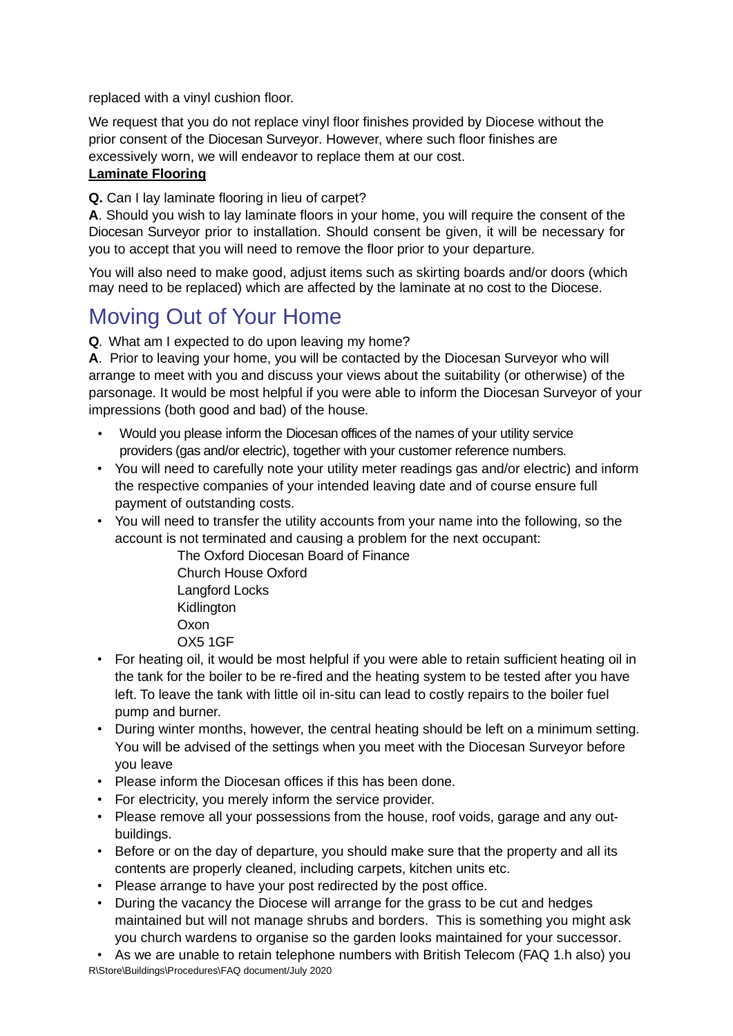replaced with a vinyl cushion floor.

We request that you do not replace vinyl floor finishes provided by Diocese without the prior consent of the Diocesan Surveyor. However, where such floor finishes are excessively worn, we will endeavor to replace them at our cost.

**Laminate Flooring**

**Q.** Can I lay laminate flooring in lieu of carpet?
**A**. Should you wish to lay laminate floors in your home, you will require the consent of the Diocesan Surveyor prior to installation. Should consent be given, it will be necessary for you to accept that you will need to remove the floor prior to your departure.

You will also need to make good, adjust items such as skirting boards and/or doors (which may need to be replaced) which are affected by the laminate at no cost to the Diocese.

# Moving Out of Your Home

**Q**. What am I expected to do upon leaving my home?
**A**. Prior to leaving your home, you will be contacted by the Diocesan Surveyor who will arrange to meet with you and discuss your views about the suitability (or otherwise) of the parsonage. It would be most helpful if you were able to inform the Diocesan Surveyor of your impressions (both good and bad) of the house.

- Would you please inform the Diocesan offices of the names of your utility service providers (gas and/or electric), together with your customer reference numbers.
- You will need to carefully note your utility meter readings gas and/or electric) and inform the respective companies of your intended leaving date and of course ensure full payment of outstanding costs.
- You will need to transfer the utility accounts from your name into the following, so the account is not terminated and causing a problem for the next occupant:
  The Oxford Diocesan Board of Finance
  Church House Oxford
  Langford Locks
  Kidlington
  Oxon
  OX5 1GF
- For heating oil, it would be most helpful if you were able to retain sufficient heating oil in the tank for the boiler to be re-fired and the heating system to be tested after you have left. To leave the tank with little oil in-situ can lead to costly repairs to the boiler fuel pump and burner.
- During winter months, however, the central heating should be left on a minimum setting. You will be advised of the settings when you meet with the Diocesan Surveyor before you leave
- Please inform the Diocesan offices if this has been done.
- For electricity, you merely inform the service provider.
- Please remove all your possessions from the house, roof voids, garage and any out-buildings.
- Before or on the day of departure, you should make sure that the property and all its contents are properly cleaned, including carpets, kitchen units etc.
- Please arrange to have your post redirected by the post office.
- During the vacancy the Diocese will arrange for the grass to be cut and hedges maintained but will not manage shrubs and borders. This is something you might ask you church wardens to organise so the garden looks maintained for your successor.
- As we are unable to retain telephone numbers with British Telecom (FAQ 1.h also) you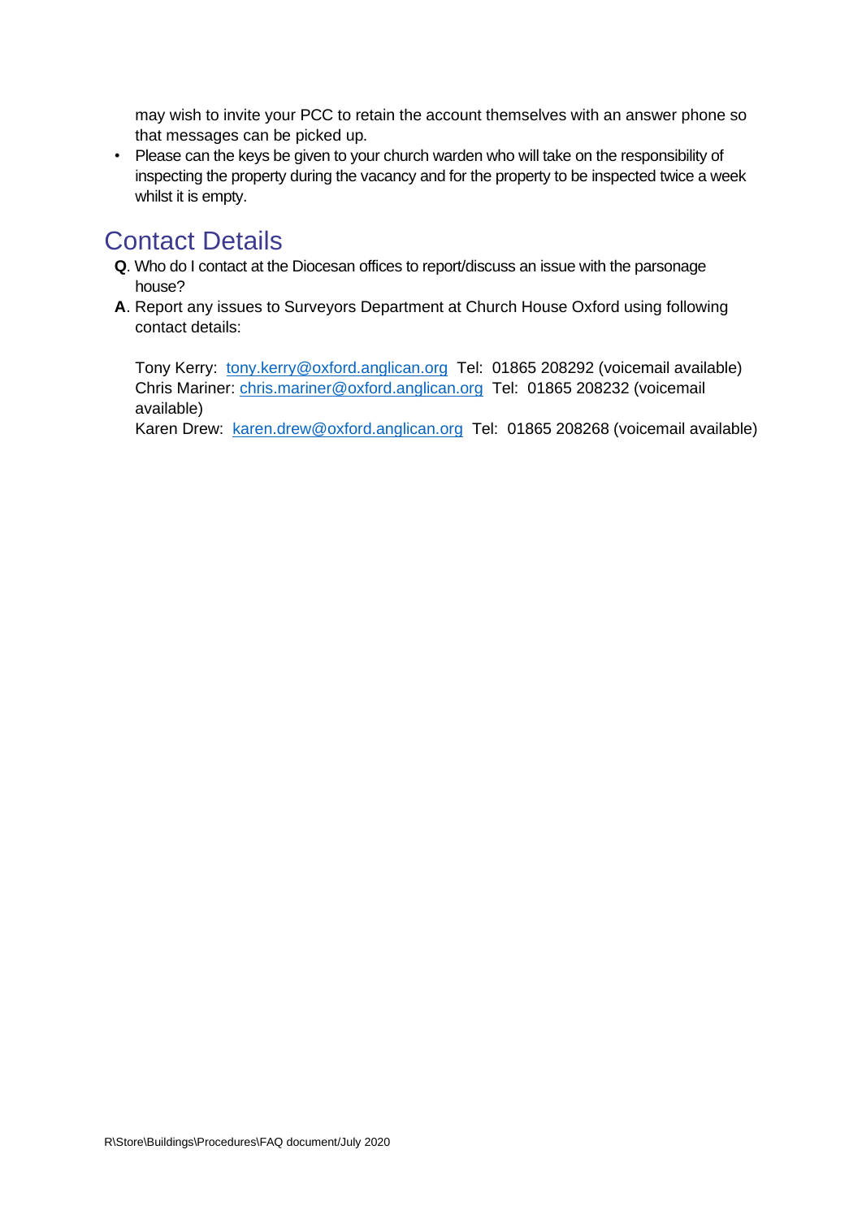may wish to invite your PCC to retain the account themselves with an answer phone so that messages can be picked up.

- Please can the keys be given to your church warden who will take on the responsibility of inspecting the property during the vacancy and for the property to be inspected twice a week whilst it is empty.

## Contact Details

**Q**. Who do I contact at the Diocesan offices to report/discuss an issue with the parsonage house?

**A**. Report any issues to Surveyors Department at Church House Oxford using following contact details:

Tony Kerry: tony.kerry@oxford.anglican.org Tel: 01865 208292 (voicemail available)
Chris Mariner: chris.mariner@oxford.anglican.org Tel: 01865 208232 (voicemail available)
Karen Drew: karen.drew@oxford.anglican.org Tel: 01865 208268 (voicemail available)

R\Store\Buildings\Procedures\FAQ document/July 2020